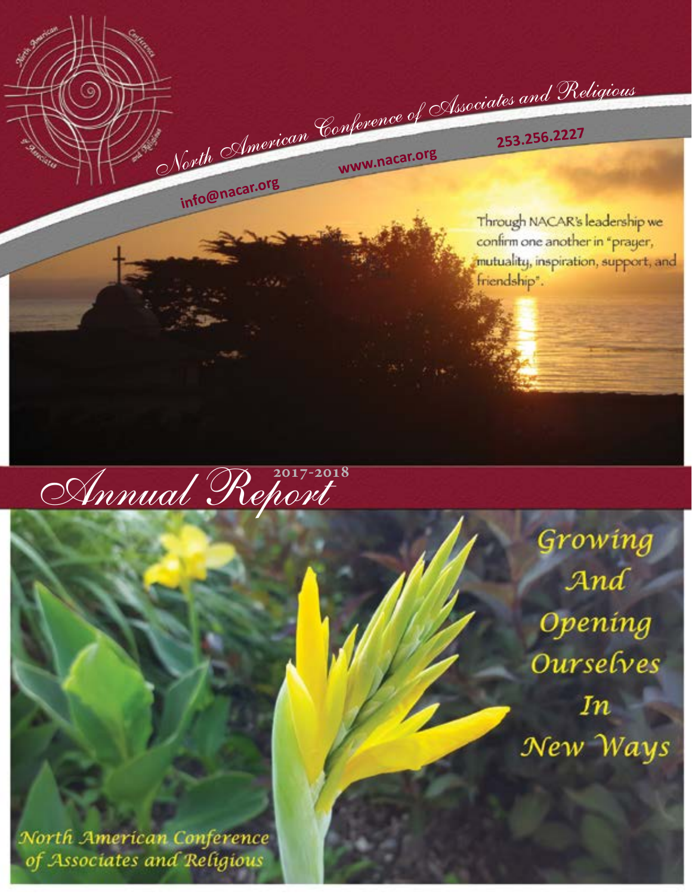# North American Conference of Associates and Religious

info@nacar.org

www.nacar.org

253.256.2227

Through NACAR's leadership we confirm one another in "prayer, mutuality, inspiration, support, and friendship".

# Annual Report 2017-2018

## Growing And Opening Ourselves In New Ways

North American Conference of Associates and Religious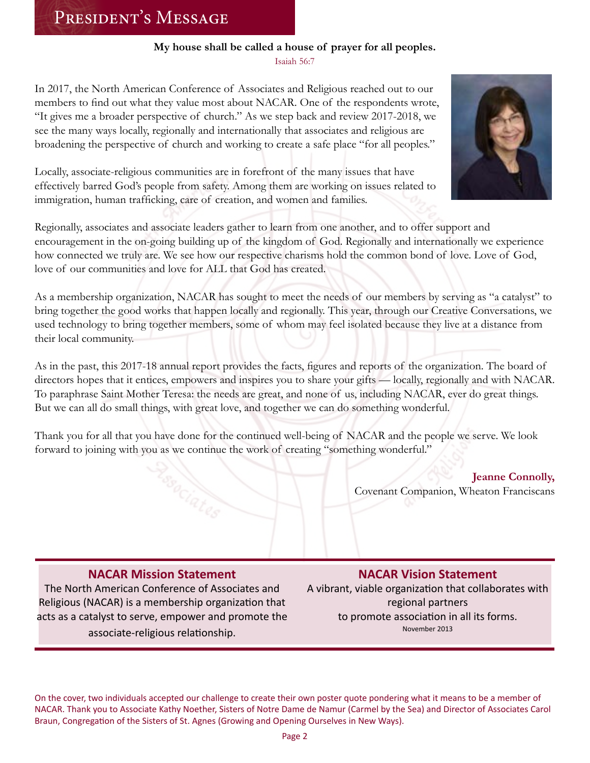# President's Message

**My house shall be called a house of prayer for all peoples.**

Isaiah 56:7

In 2017, the North American Conference of Associates and Religious reached out to our members to find out what they value most about NACAR. One of the respondents wrote, "It gives me a broader perspective of church." As we step back and review 2017-2018, we see the many ways locally, regionally and internationally that associates and religious are broadening the perspective of church and working to create a safe place "for all peoples."

Locally, associate-religious communities are in forefront of the many issues that have effectively barred God's people from safety. Among them are working on issues related to immigration, human trafficking, care of creation, and women and families.

Regionally, associates and associate leaders gather to learn from one another, and to offer support and encouragement in the on-going building up of the kingdom of God. Regionally and internationally we experience how connected we truly are. We see how our respective charisms hold the common bond of love. Love of God, love of our communities and love for ALL that God has created.

As a membership organization, NACAR has sought to meet the needs of our members by serving as "a catalyst" to bring together the good works that happen locally and regionally. This year, through our Creative Conversations, we used technology to bring together members, some of whom may feel isolated because they live at a distance from their local community.

As in the past, this 2017-18 annual report provides the facts, figures and reports of the organization. The board of directors hopes that it entices, empowers and inspires you to share your gifts — locally, regionally and with NACAR. To paraphrase Saint Mother Teresa: the needs are great, and none of us, including NACAR, ever do great things. But we can all do small things, with great love, and together we can do something wonderful.

Thank you for all that you have done for the continued well-being of NACAR and the people we serve. We look forward to joining with you as we continue the work of creating "something wonderful."

**Jeanne Connolly,**
Covenant Companion, Wheaton Franciscans

## NACAR Mission Statement

The North American Conference of Associates and Religious (NACAR) is a membership organization that acts as a catalyst to serve, empower and promote the associate-religious relationship.

## NACAR Vision Statement

A vibrant, viable organization that collaborates with regional partners to promote association in all its forms.

November 2013

On the cover, two individuals accepted our challenge to create their own poster quote pondering what it means to be a member of NACAR. Thank you to Associate Kathy Noether, Sisters of Notre Dame de Namur (Carmel by the Sea) and Director of Associates Carol Braun, Congregation of the Sisters of St. Agnes (Growing and Opening Ourselves in New Ways).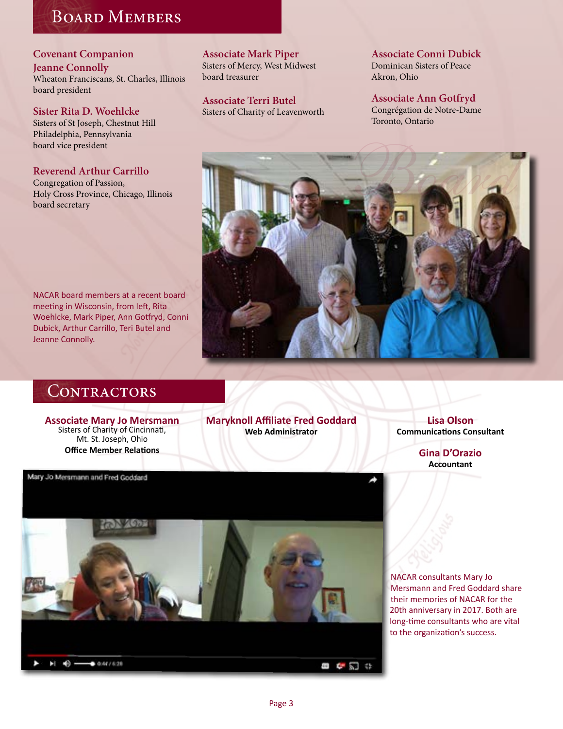## Board Members

**Covenant Companion Jeanne Connolly**
Wheaton Franciscans, St. Charles, Illinois
board president

**Sister Rita D. Woehlcke**
Sisters of St Joseph, Chestnut Hill
Philadelphia, Pennsylvania
board vice president

**Reverend Arthur Carrillo**
Congregation of Passion,
Holy Cross Province, Chicago, Illinois
board secretary

**Associate Mark Piper**
Sisters of Mercy, West Midwest
board treasurer

**Associate Terri Butel**
Sisters of Charity of Leavenworth

**Associate Conni Dubick**
Dominican Sisters of Peace
Akron, Ohio

**Associate Ann Gotfryd**
Congrégation de Notre-Dame
Toronto, Ontario

NACAR board members at a recent board meeting in Wisconsin, from left, Rita Woehlcke, Mark Piper, Ann Gotfryd, Conni Dubick, Arthur Carrillo, Teri Butel and Jeanne Connolly.

## Contractors

**Associate Mary Jo Mersmann**
Sisters of Charity of Cincinnati,
Mt. St. Joseph, Ohio
**Office Member Relations**

**Maryknoll Affiliate Fred Goddard**
**Web Administrator**

**Lisa Olson**
**Communications Consultant**

**Gina D'Orazio**
**Accountant**

NACAR consultants Mary Jo Mersmann and Fred Goddard share their memories of NACAR for the 20th anniversary in 2017. Both are long-time consultants who are vital to the organization's success.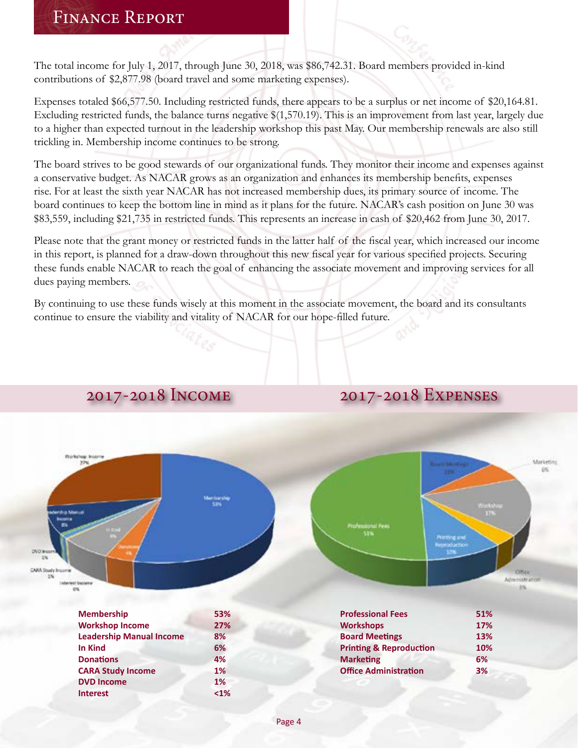# Finance Report

The total income for July 1, 2017, through June 30, 2018, was $86,742.31. Board members provided in-kind contributions of $2,877.98 (board travel and some marketing expenses).

Expenses totaled $66,577.50. Including restricted funds, there appears to be a surplus or net income of $20,164.81. Excluding restricted funds, the balance turns negative $(1,570.19). This is an improvement from last year, largely due to a higher than expected turnout in the leadership workshop this past May. Our membership renewals are also still trickling in. Membership income continues to be strong.

The board strives to be good stewards of our organizational funds. They monitor their income and expenses against a conservative budget. As NACAR grows as an organization and enhances its membership benefits, expenses rise. For at least the sixth year NACAR has not increased membership dues, its primary source of income. The board continues to keep the bottom line in mind as it plans for the future. NACAR's cash position on June 30 was $83,559, including $21,735 in restricted funds. This represents an increase in cash of $20,462 from June 30, 2017.

Please note that the grant money or restricted funds in the latter half of the fiscal year, which increased our income in this report, is planned for a draw-down throughout this new fiscal year for various specified projects. Securing these funds enable NACAR to reach the goal of enhancing the associate movement and improving services for all dues paying members.

By continuing to use these funds wisely at this moment in the associate movement, the board and its consultants continue to ensure the viability and vitality of NACAR for our hope-filled future.

## 2017-2018 Income

| | |
|---|---|
| **Membership** | **53%** |
| **Workshop Income** | **27%** |
| **Leadership Manual Income** | **8%** |
| **In Kind** | **6%** |
| **Donations** | **4%** |
| **CARA Study Income** | **1%** |
| **DVD Income** | **1%** |
| **Interest** | **<1%** |

## 2017-2018 Expenses

| | |
|---|---|
| **Professional Fees** | **51%** |
| **Workshops** | **17%** |
| **Board Meetings** | **13%** |
| **Printing & Reproduction** | **10%** |
| **Marketing** | **6%** |
| **Office Administration** | **3%** |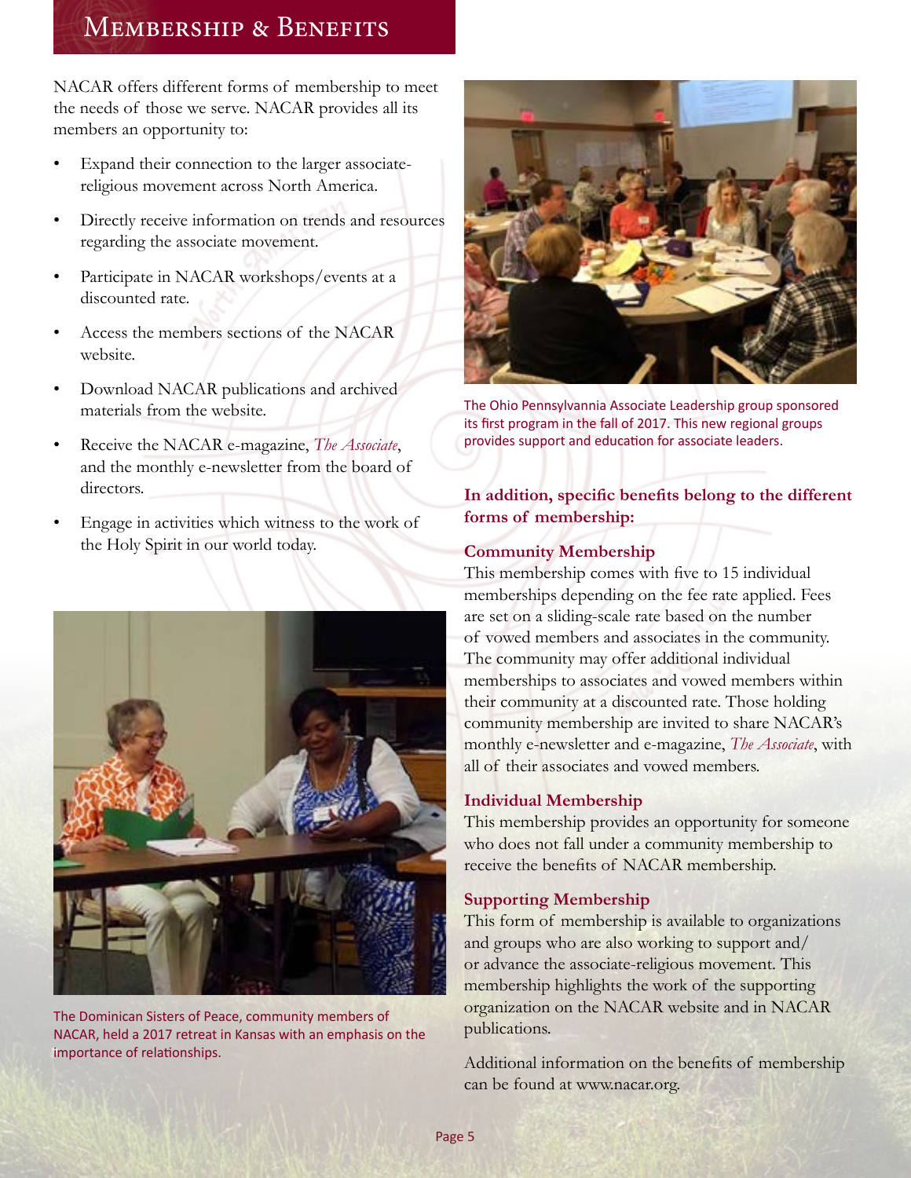# Membership & Benefits

NACAR offers different forms of membership to meet the needs of those we serve. NACAR provides all its members an opportunity to:

- Expand their connection to the larger associate-religious movement across North America.
- Directly receive information on trends and resources regarding the associate movement.
- Participate in NACAR workshops/events at a discounted rate.
- Access the members sections of the NACAR website.
- Download NACAR publications and archived materials from the website.
- Receive the NACAR e-magazine, *The Associate*, and the monthly e-newsletter from the board of directors.
- Engage in activities which witness to the work of the Holy Spirit in our world today.

The Dominican Sisters of Peace, community members of NACAR, held a 2017 retreat in Kansas with an emphasis on the importance of relationships.

The Ohio Pennsylvannia Associate Leadership group sponsored its first program in the fall of 2017. This new regional groups provides support and education for associate leaders.

**In addition, specific benefits belong to the different forms of membership:**

**Community Membership**

This membership comes with five to 15 individual memberships depending on the fee rate applied. Fees are set on a sliding-scale rate based on the number of vowed members and associates in the community. The community may offer additional individual memberships to associates and vowed members within their community at a discounted rate. Those holding community membership are invited to share NACAR's monthly e-newsletter and e-magazine, *The Associate*, with all of their associates and vowed members.

**Individual Membership**

This membership provides an opportunity for someone who does not fall under a community membership to receive the benefits of NACAR membership.

**Supporting Membership**

This form of membership is available to organizations and groups who are also working to support and/or advance the associate-religious movement. This membership highlights the work of the supporting organization on the NACAR website and in NACAR publications.

Additional information on the benefits of membership can be found at www.nacar.org.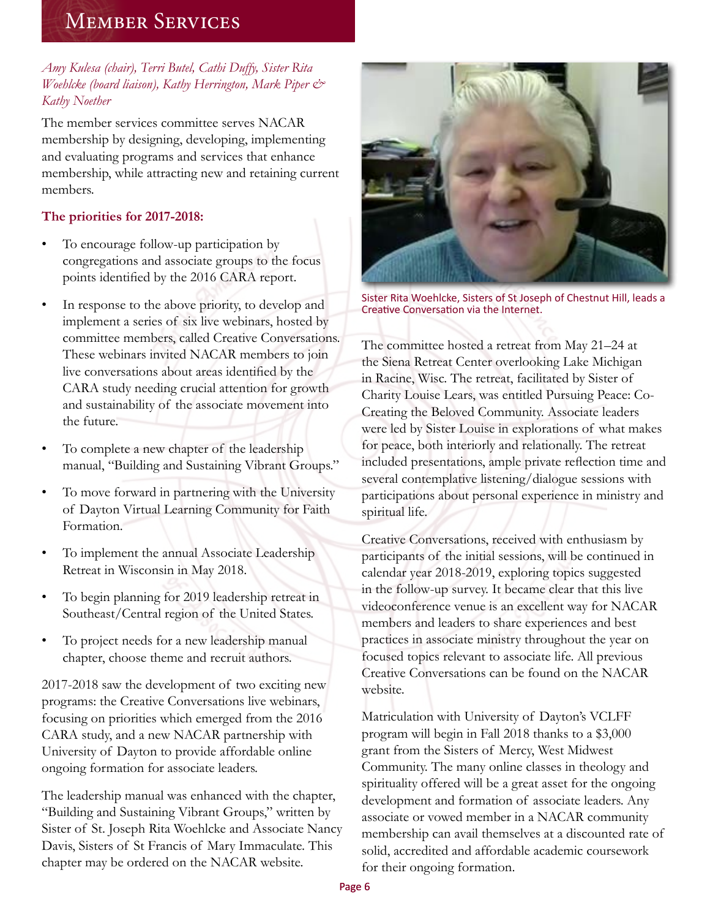# Member Services

*Amy Kulesa (chair), Terri Butel, Cathi Duffy, Sister Rita Woehlcke (board liaison), Kathy Herrington, Mark Piper & Kathy Noether*

The member services committee serves NACAR membership by designing, developing, implementing and evaluating programs and services that enhance membership, while attracting new and retaining current members.

**The priorities for 2017-2018:**

- To encourage follow-up participation by congregations and associate groups to the focus points identified by the 2016 CARA report.
- In response to the above priority, to develop and implement a series of six live webinars, hosted by committee members, called Creative Conversations. These webinars invited NACAR members to join live conversations about areas identified by the CARA study needing crucial attention for growth and sustainability of the associate movement into the future.
- To complete a new chapter of the leadership manual, "Building and Sustaining Vibrant Groups."
- To move forward in partnering with the University of Dayton Virtual Learning Community for Faith Formation.
- To implement the annual Associate Leadership Retreat in Wisconsin in May 2018.
- To begin planning for 2019 leadership retreat in Southeast/Central region of the United States.
- To project needs for a new leadership manual chapter, choose theme and recruit authors.

2017-2018 saw the development of two exciting new programs: the Creative Conversations live webinars, focusing on priorities which emerged from the 2016 CARA study, and a new NACAR partnership with University of Dayton to provide affordable online ongoing formation for associate leaders.

The leadership manual was enhanced with the chapter, "Building and Sustaining Vibrant Groups," written by Sister of St. Joseph Rita Woehlcke and Associate Nancy Davis, Sisters of St Francis of Mary Immaculate. This chapter may be ordered on the NACAR website.

Sister Rita Woehlcke, Sisters of St Joseph of Chestnut Hill, leads a Creative Conversation via the Internet.

The committee hosted a retreat from May 21–24 at the Siena Retreat Center overlooking Lake Michigan in Racine, Wisc. The retreat, facilitated by Sister of Charity Louise Lears, was entitled Pursuing Peace: Co-Creating the Beloved Community. Associate leaders were led by Sister Louise in explorations of what makes for peace, both interiorly and relationally. The retreat included presentations, ample private reflection time and several contemplative listening/dialogue sessions with participations about personal experience in ministry and spiritual life.

Creative Conversations, received with enthusiasm by participants of the initial sessions, will be continued in calendar year 2018-2019, exploring topics suggested in the follow-up survey. It became clear that this live videoconference venue is an excellent way for NACAR members and leaders to share experiences and best practices in associate ministry throughout the year on focused topics relevant to associate life. All previous Creative Conversations can be found on the NACAR website.

Matriculation with University of Dayton's VCLFF program will begin in Fall 2018 thanks to a $3,000 grant from the Sisters of Mercy, West Midwest Community. The many online classes in theology and spirituality offered will be a great asset for the ongoing development and formation of associate leaders. Any associate or vowed member in a NACAR community membership can avail themselves at a discounted rate of solid, accredited and affordable academic coursework for their ongoing formation.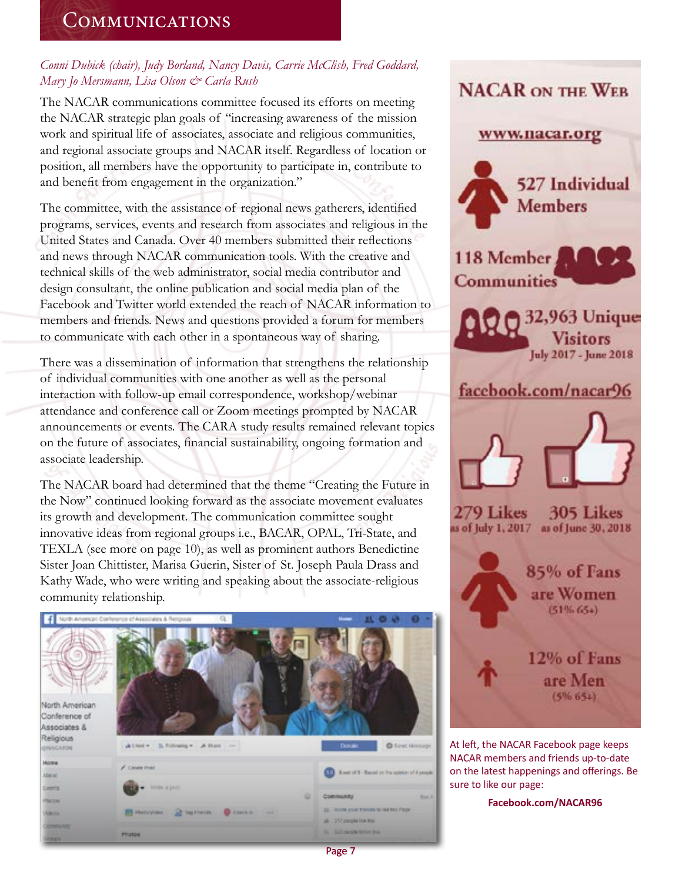# Communications

*Conni Dubick (chair), Judy Borland, Nancy Davis, Carrie McClish, Fred Goddard, Mary Jo Mersmann, Lisa Olson & Carla Rush*

The NACAR communications committee focused its efforts on meeting the NACAR strategic plan goals of "increasing awareness of the mission work and spiritual life of associates, associate and religious communities, and regional associate groups and NACAR itself. Regardless of location or position, all members have the opportunity to participate in, contribute to and benefit from engagement in the organization."

The committee, with the assistance of regional news gatherers, identified programs, services, events and research from associates and religious in the United States and Canada. Over 40 members submitted their reflections and news through NACAR communication tools. With the creative and technical skills of the web administrator, social media contributor and design consultant, the online publication and social media plan of the Facebook and Twitter world extended the reach of NACAR information to members and friends. News and questions provided a forum for members to communicate with each other in a spontaneous way of sharing.

There was a dissemination of information that strengthens the relationship of individual communities with one another as well as the personal interaction with follow-up email correspondence, workshop/webinar attendance and conference call or Zoom meetings prompted by NACAR announcements or events. The CARA study results remained relevant topics on the future of associates, financial sustainability, ongoing formation and associate leadership.

The NACAR board had determined that the theme "Creating the Future in the Now" continued looking forward as the associate movement evaluates its growth and development. The communication committee sought innovative ideas from regional groups i.e., BACAR, OPAL, Tri-State, and TEXLA (see more on page 10), as well as prominent authors Benedictine Sister Joan Chittister, Marisa Guerin, Sister of St. Joseph Paula Drass and Kathy Wade, who were writing and speaking about the associate-religious community relationship.

## NACAR on the Web

**www.nacar.org**

**527 Individual Members**

**118 Member Communities**

**32,963 Unique Visitors**
July 2017 - June 2018

**facebook.com/nacar96**

**279 Likes** as of July 1, 2017

**305 Likes** as of June 30, 2018

**85% of Fans are Women** (51% 65+)

**12% of Fans are Men** (5% 65+)

At left, the NACAR Facebook page keeps NACAR members and friends up-to-date on the latest happenings and offerings. Be sure to like our page:

**Facebook.com/NACAR96**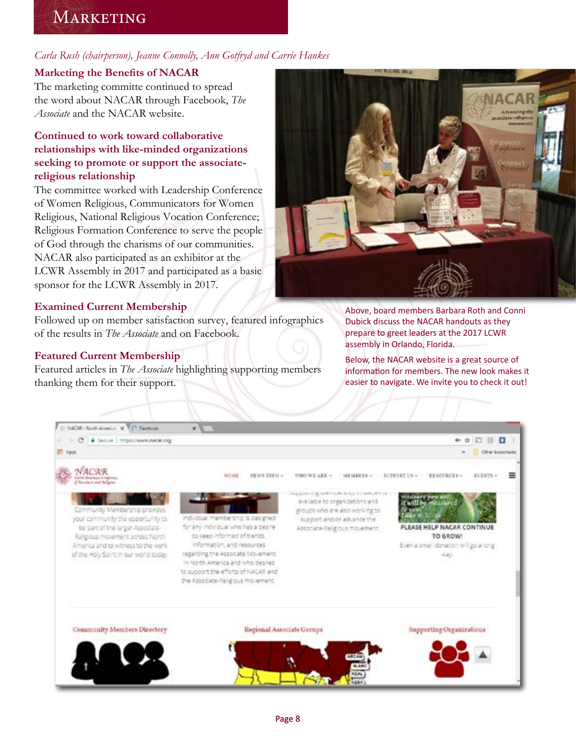# Marketing

*Carla Rush (chairperson), Jeanne Connolly, Ann Gotfryd and Carrie Hankes*

### Marketing the Benefits of NACAR

The marketing committe continued to spread the word about NACAR through Facebook, *The Associate* and the NACAR website.

### Continued to work toward collaborative relationships with like-minded organizations seeking to promote or support the associate-religious relationship

The committee worked with Leadership Conference of Women Religious, Communicators for Women Religious, National Religious Vocation Conference; Religious Formation Conference to serve the people of God through the charisms of our communities. NACAR also participated as an exhibitor at the LCWR Assembly in 2017 and participated as a basic sponsor for the LCWR Assembly in 2017.

### Examined Current Membership

Followed up on member satisfaction survey, featured infographics of the results in *The Associate* and on Facebook.

### Featured Current Membership

Featured articles in *The Associate* highlighting supporting members thanking them for their support.

Above, board members Barbara Roth and Conni Dubick discuss the NACAR handouts as they prepare to greet leaders at the 2017 LCWR assembly in Orlando, Florida.

Below, the NACAR website is a great source of information for members. The new look makes it easier to navigate. We invite you to check it out!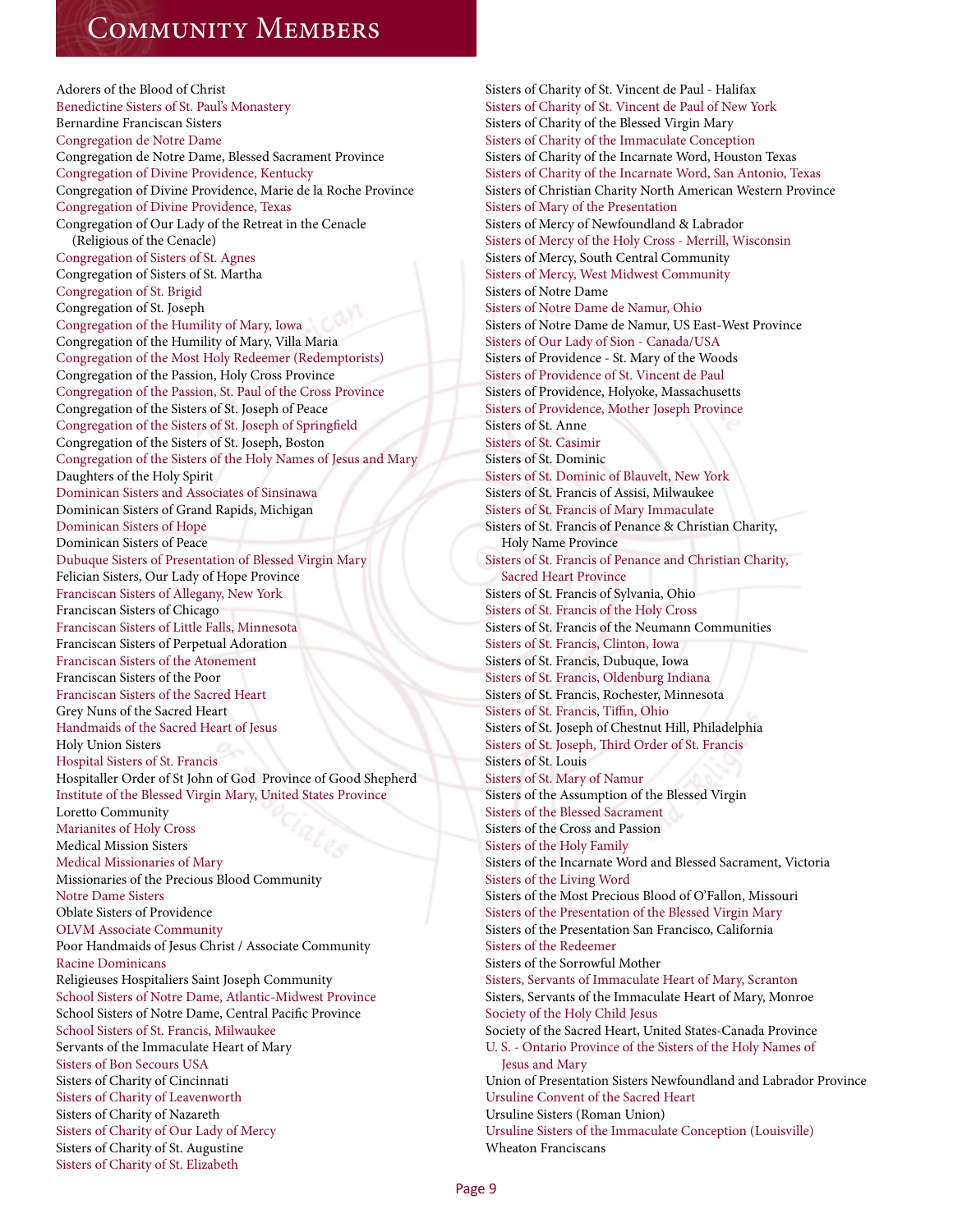# Community Members

Adorers of the Blood of Christ
Benedictine Sisters of St. Paul's Monastery
Bernardine Franciscan Sisters
Congregation de Notre Dame
Congregation de Notre Dame, Blessed Sacrament Province
Congregation of Divine Providence, Kentucky
Congregation of Divine Providence, Marie de la Roche Province
Congregation of Divine Providence, Texas
Congregation of Our Lady of the Retreat in the Cenacle (Religious of the Cenacle)
Congregation of Sisters of St. Agnes
Congregation of Sisters of St. Martha
Congregation of St. Brigid
Congregation of St. Joseph
Congregation of the Humility of Mary, Iowa
Congregation of the Humility of Mary, Villa Maria
Congregation of the Most Holy Redeemer (Redemptorists)
Congregation of the Passion, Holy Cross Province
Congregation of the Passion, St. Paul of the Cross Province
Congregation of the Sisters of St. Joseph of Peace
Congregation of the Sisters of St. Joseph of Springfield
Congregation of the Sisters of St. Joseph, Boston
Congregation of the Sisters of the Holy Names of Jesus and Mary
Daughters of the Holy Spirit
Dominican Sisters and Associates of Sinsinawa
Dominican Sisters of Grand Rapids, Michigan
Dominican Sisters of Hope
Dominican Sisters of Peace
Dubuque Sisters of Presentation of Blessed Virgin Mary
Felician Sisters, Our Lady of Hope Province
Franciscan Sisters of Allegany, New York
Franciscan Sisters of Chicago
Franciscan Sisters of Little Falls, Minnesota
Franciscan Sisters of Perpetual Adoration
Franciscan Sisters of the Atonement
Franciscan Sisters of the Poor
Franciscan Sisters of the Sacred Heart
Grey Nuns of the Sacred Heart
Handmaids of the Sacred Heart of Jesus
Holy Union Sisters
Hospital Sisters of St. Francis
Hospitaller Order of St John of God Province of Good Shepherd
Institute of the Blessed Virgin Mary, United States Province
Loretto Community
Marianites of Holy Cross
Medical Mission Sisters
Medical Missionaries of Mary
Missionaries of the Precious Blood Community
Notre Dame Sisters
Oblate Sisters of Providence
OLVM Associate Community
Poor Handmaids of Jesus Christ / Associate Community
Racine Dominicans
Religieuses Hospitaliers Saint Joseph Community
School Sisters of Notre Dame, Atlantic-Midwest Province
School Sisters of Notre Dame, Central Pacific Province
School Sisters of St. Francis, Milwaukee
Servants of the Immaculate Heart of Mary
Sisters of Bon Secours USA
Sisters of Charity of Cincinnati
Sisters of Charity of Leavenworth
Sisters of Charity of Nazareth
Sisters of Charity of Our Lady of Mercy
Sisters of Charity of St. Augustine
Sisters of Charity of St. Elizabeth
Sisters of Charity of St. Vincent de Paul - Halifax
Sisters of Charity of St. Vincent de Paul of New York
Sisters of Charity of the Blessed Virgin Mary
Sisters of Charity of the Immaculate Conception
Sisters of Charity of the Incarnate Word, Houston Texas
Sisters of Charity of the Incarnate Word, San Antonio, Texas
Sisters of Christian Charity North American Western Province
Sisters of Mary of the Presentation
Sisters of Mercy of Newfoundland & Labrador
Sisters of Mercy of the Holy Cross - Merrill, Wisconsin
Sisters of Mercy, South Central Community
Sisters of Mercy, West Midwest Community
Sisters of Notre Dame
Sisters of Notre Dame de Namur, Ohio
Sisters of Notre Dame de Namur, US East-West Province
Sisters of Our Lady of Sion - Canada/USA
Sisters of Providence - St. Mary of the Woods
Sisters of Providence of St. Vincent de Paul
Sisters of Providence, Holyoke, Massachusetts
Sisters of Providence, Mother Joseph Province
Sisters of St. Anne
Sisters of St. Casimir
Sisters of St. Dominic
Sisters of St. Dominic of Blauvelt, New York
Sisters of St. Francis of Assisi, Milwaukee
Sisters of St. Francis of Mary Immaculate
Sisters of St. Francis of Penance & Christian Charity, Holy Name Province
Sisters of St. Francis of Penance and Christian Charity, Sacred Heart Province
Sisters of St. Francis of Sylvania, Ohio
Sisters of St. Francis of the Holy Cross
Sisters of St. Francis of the Neumann Communities
Sisters of St. Francis, Clinton, Iowa
Sisters of St. Francis, Dubuque, Iowa
Sisters of St. Francis, Oldenburg Indiana
Sisters of St. Francis, Rochester, Minnesota
Sisters of St. Francis, Tiffin, Ohio
Sisters of St. Joseph of Chestnut Hill, Philadelphia
Sisters of St. Joseph, Third Order of St. Francis
Sisters of St. Louis
Sisters of St. Mary of Namur
Sisters of the Assumption of the Blessed Virgin
Sisters of the Blessed Sacrament
Sisters of the Cross and Passion
Sisters of the Holy Family
Sisters of the Incarnate Word and Blessed Sacrament, Victoria
Sisters of the Living Word
Sisters of the Most Precious Blood of O'Fallon, Missouri
Sisters of the Presentation of the Blessed Virgin Mary
Sisters of the Presentation San Francisco, California
Sisters of the Redeemer
Sisters of the Sorrowful Mother
Sisters, Servants of Immaculate Heart of Mary, Scranton
Sisters, Servants of the Immaculate Heart of Mary, Monroe
Society of the Holy Child Jesus
Society of the Sacred Heart, United States-Canada Province
U. S. - Ontario Province of the Sisters of the Holy Names of Jesus and Mary
Union of Presentation Sisters Newfoundland and Labrador Province
Ursuline Convent of the Sacred Heart
Ursuline Sisters (Roman Union)
Ursuline Sisters of the Immaculate Conception (Louisville)
Wheaton Franciscans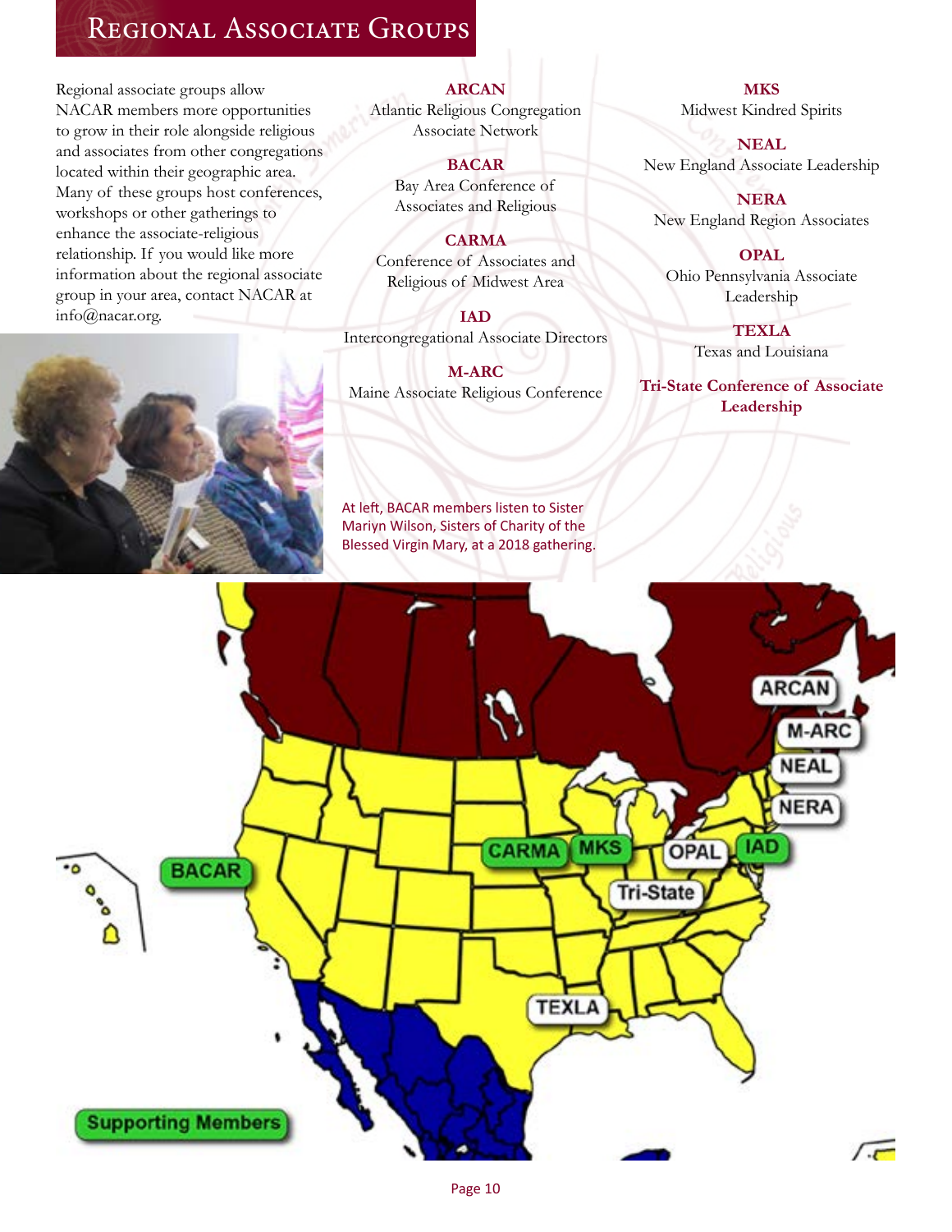# Regional Associate Groups

Regional associate groups allow NACAR members more opportunities to grow in their role alongside religious and associates from other congregations located within their geographic area. Many of these groups host conferences, workshops or other gatherings to enhance the associate-religious relationship. If you would like more information about the regional associate group in your area, contact NACAR at info@nacar.org.

**ARCAN**
Atlantic Religious Congregation Associate Network

**BACAR**
Bay Area Conference of Associates and Religious

**CARMA**
Conference of Associates and Religious of Midwest Area

**IAD**
Intercongregational Associate Directors

**M-ARC**
Maine Associate Religious Conference

**MKS**
Midwest Kindred Spirits

**NEAL**
New England Associate Leadership

**NERA**
New England Region Associates

**OPAL**
Ohio Pennsylvania Associate Leadership

**TEXLA**
Texas and Louisiana

**Tri-State Conference of Associate Leadership**

At left, BACAR members listen to Sister Mariyn Wilson, Sisters of Charity of the Blessed Virgin Mary, at a 2018 gathering.

ARCAN
M-ARC
NEAL
NERA
BACAR
CARMA
MKS
OPAL
IAD
Tri-State
TEXLA
Supporting Members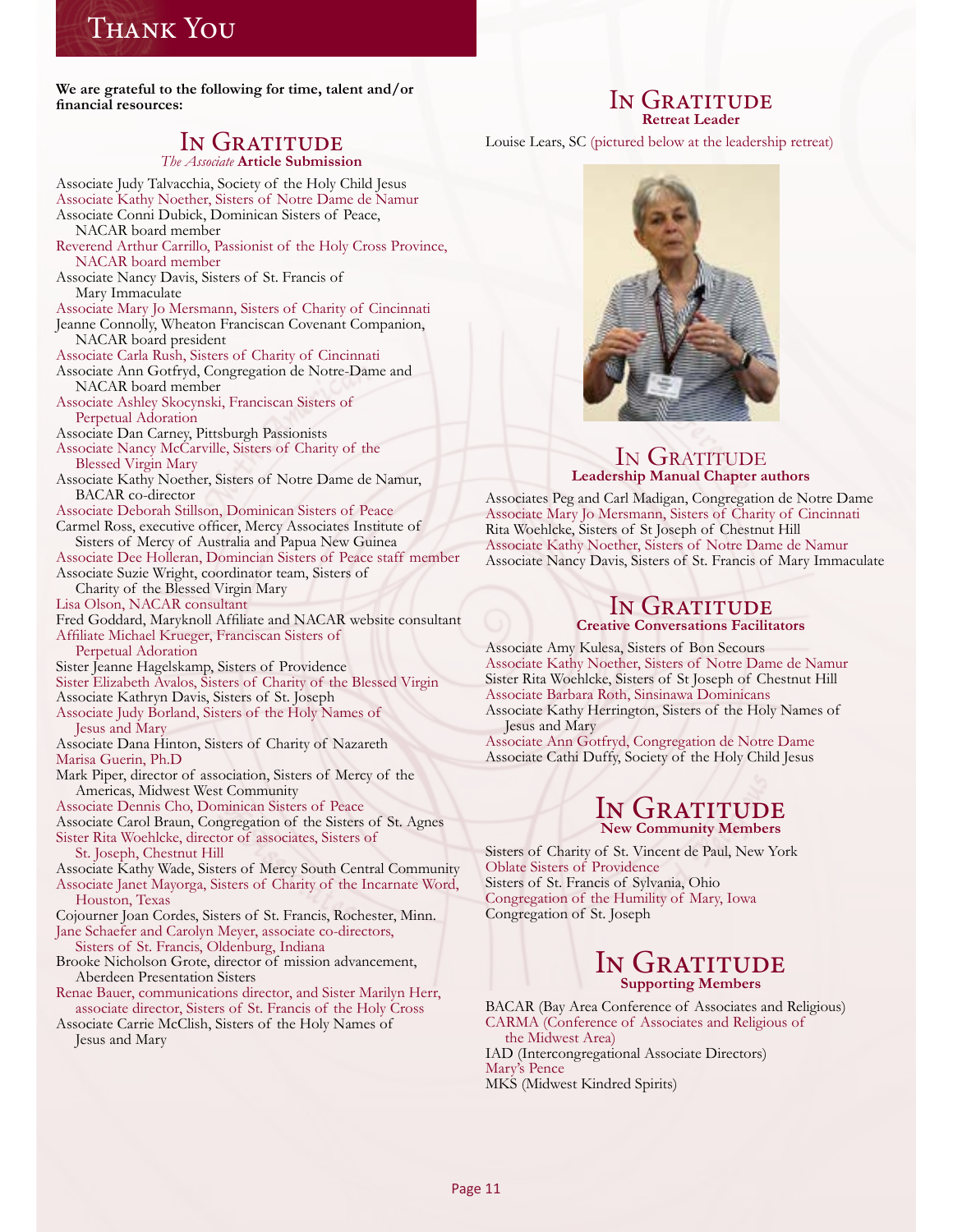# Thank You

**We are grateful to the following for time, talent and/or financial resources:**

## In Gratitude
*The Associate* **Article Submission**

Associate Judy Talvacchia, Society of the Holy Child Jesus
Associate Kathy Noether, Sisters of Notre Dame de Namur
Associate Conni Dubick, Dominican Sisters of Peace, NACAR board member
Reverend Arthur Carrillo, Passionist of the Holy Cross Province, NACAR board member
Associate Nancy Davis, Sisters of St. Francis of Mary Immaculate
Associate Mary Jo Mersmann, Sisters of Charity of Cincinnati
Jeanne Connolly, Wheaton Franciscan Covenant Companion, NACAR board president
Associate Carla Rush, Sisters of Charity of Cincinnati
Associate Ann Gotfryd, Congregation de Notre-Dame and NACAR board member
Associate Ashley Skocynski, Franciscan Sisters of Perpetual Adoration
Associate Dan Carney, Pittsburgh Passionists
Associate Nancy McCarville, Sisters of Charity of the Blessed Virgin Mary
Associate Kathy Noether, Sisters of Notre Dame de Namur, BACAR co-director
Associate Deborah Stillson, Dominican Sisters of Peace
Carmel Ross, executive officer, Mercy Associates Institute of Sisters of Mercy of Australia and Papua New Guinea
Associate Dee Holleran, Domincian Sisters of Peace staff member
Associate Suzie Wright, coordinator team, Sisters of Charity of the Blessed Virgin Mary
Lisa Olson, NACAR consultant
Fred Goddard, Maryknoll Affiliate and NACAR website consultant
Affiliate Michael Krueger, Franciscan Sisters of Perpetual Adoration
Sister Jeanne Hagelskamp, Sisters of Providence
Sister Elizabeth Avalos, Sisters of Charity of the Blessed Virgin
Associate Kathryn Davis, Sisters of St. Joseph
Associate Judy Borland, Sisters of the Holy Names of Jesus and Mary
Associate Dana Hinton, Sisters of Charity of Nazareth
Marisa Guerin, Ph.D
Mark Piper, director of association, Sisters of Mercy of the Americas, Midwest West Community
Associate Dennis Cho, Dominican Sisters of Peace
Associate Carol Braun, Congregation of the Sisters of St. Agnes
Sister Rita Woehlcke, director of associates, Sisters of St. Joseph, Chestnut Hill
Associate Kathy Wade, Sisters of Mercy South Central Community
Associate Janet Mayorga, Sisters of Charity of the Incarnate Word, Houston, Texas
Cojourner Joan Cordes, Sisters of St. Francis, Rochester, Minn.
Jane Schaefer and Carolyn Meyer, associate co-directors, Sisters of St. Francis, Oldenburg, Indiana
Brooke Nicholson Grote, director of mission advancement, Aberdeen Presentation Sisters
Renae Bauer, communications director, and Sister Marilyn Herr, associate director, Sisters of St. Francis of the Holy Cross
Associate Carrie McClish, Sisters of the Holy Names of Jesus and Mary

## In Gratitude
**Retreat Leader**

Louise Lears, SC (pictured below at the leadership retreat)

## In Gratitude
**Leadership Manual Chapter authors**

Associates Peg and Carl Madigan, Congregation de Notre Dame
Associate Mary Jo Mersmann, Sisters of Charity of Cincinnati
Rita Woehlcke, Sisters of St Joseph of Chestnut Hill
Associate Kathy Noether, Sisters of Notre Dame de Namur
Associate Nancy Davis, Sisters of St. Francis of Mary Immaculate

## In Gratitude
**Creative Conversations Facilitators**

Associate Amy Kulesa, Sisters of Bon Secours
Associate Kathy Noether, Sisters of Notre Dame de Namur
Sister Rita Woehlcke, Sisters of St Joseph of Chestnut Hill
Associate Barbara Roth, Sinsinawa Dominicans
Associate Kathy Herrington, Sisters of the Holy Names of Jesus and Mary
Associate Ann Gotfryd, Congregation de Notre Dame
Associate Cathi Duffy, Society of the Holy Child Jesus

## In Gratitude
**New Community Members**

Sisters of Charity of St. Vincent de Paul, New York
Oblate Sisters of Providence
Sisters of St. Francis of Sylvania, Ohio
Congregation of the Humility of Mary, Iowa
Congregation of St. Joseph

## In Gratitude
**Supporting Members**

BACAR (Bay Area Conference of Associates and Religious)
CARMA (Conference of Associates and Religious of the Midwest Area)
IAD (Intercongregational Associate Directors)
Mary's Pence
MKS (Midwest Kindred Spirits)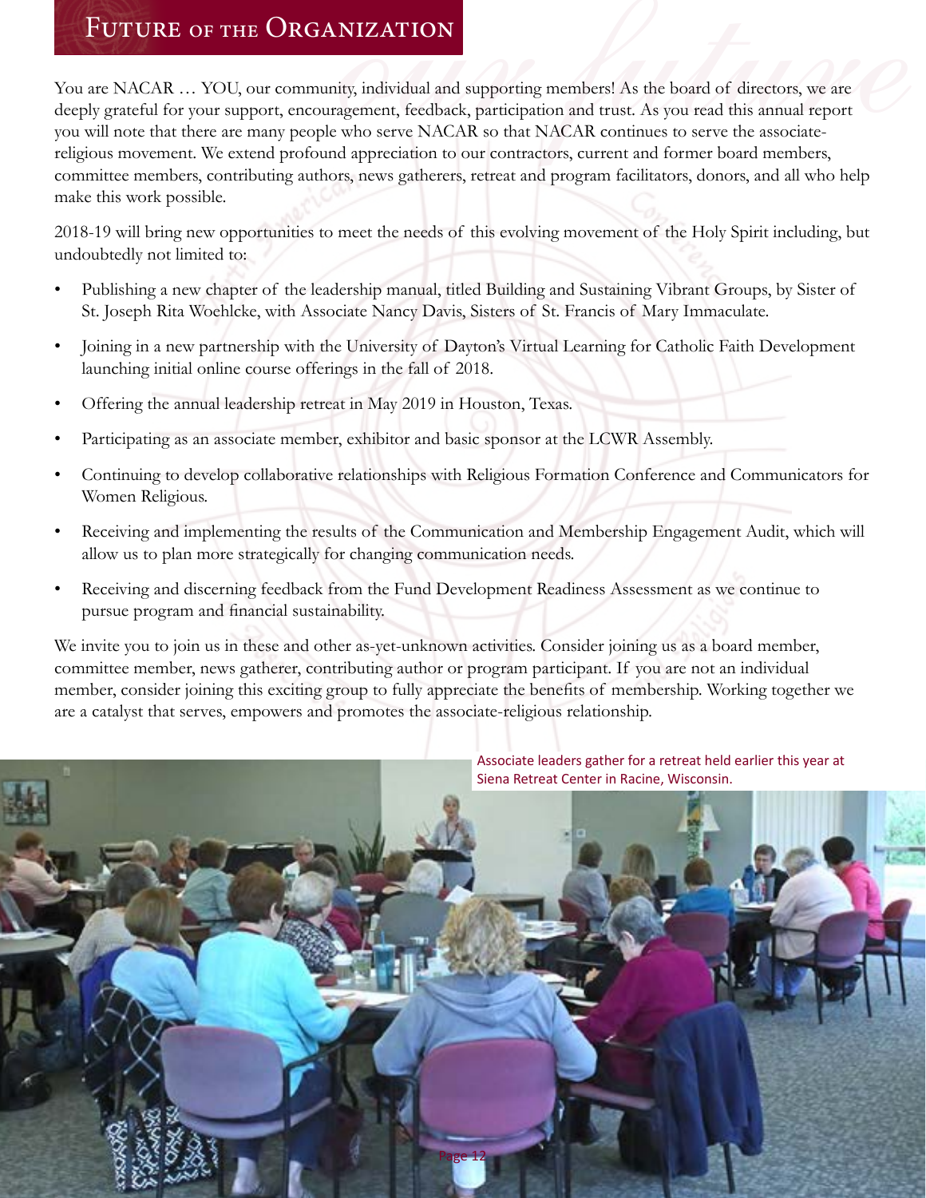# Future of the Organization

You are NACAR … YOU, our community, individual and supporting members! As the board of directors, we are deeply grateful for your support, encouragement, feedback, participation and trust. As you read this annual report you will note that there are many people who serve NACAR so that NACAR continues to serve the associate-religious movement. We extend profound appreciation to our contractors, current and former board members, committee members, contributing authors, news gatherers, retreat and program facilitators, donors, and all who help make this work possible.

2018-19 will bring new opportunities to meet the needs of this evolving movement of the Holy Spirit including, but undoubtedly not limited to:

- Publishing a new chapter of the leadership manual, titled Building and Sustaining Vibrant Groups, by Sister of St. Joseph Rita Woehlcke, with Associate Nancy Davis, Sisters of St. Francis of Mary Immaculate.
- Joining in a new partnership with the University of Dayton's Virtual Learning for Catholic Faith Development launching initial online course offerings in the fall of 2018.
- Offering the annual leadership retreat in May 2019 in Houston, Texas.
- Participating as an associate member, exhibitor and basic sponsor at the LCWR Assembly.
- Continuing to develop collaborative relationships with Religious Formation Conference and Communicators for Women Religious.
- Receiving and implementing the results of the Communication and Membership Engagement Audit, which will allow us to plan more strategically for changing communication needs.
- Receiving and discerning feedback from the Fund Development Readiness Assessment as we continue to pursue program and financial sustainability.

We invite you to join us in these and other as-yet-unknown activities. Consider joining us as a board member, committee member, news gatherer, contributing author or program participant. If you are not an individual member, consider joining this exciting group to fully appreciate the benefits of membership. Working together we are a catalyst that serves, empowers and promotes the associate-religious relationship.

Associate leaders gather for a retreat held earlier this year at Siena Retreat Center in Racine, Wisconsin.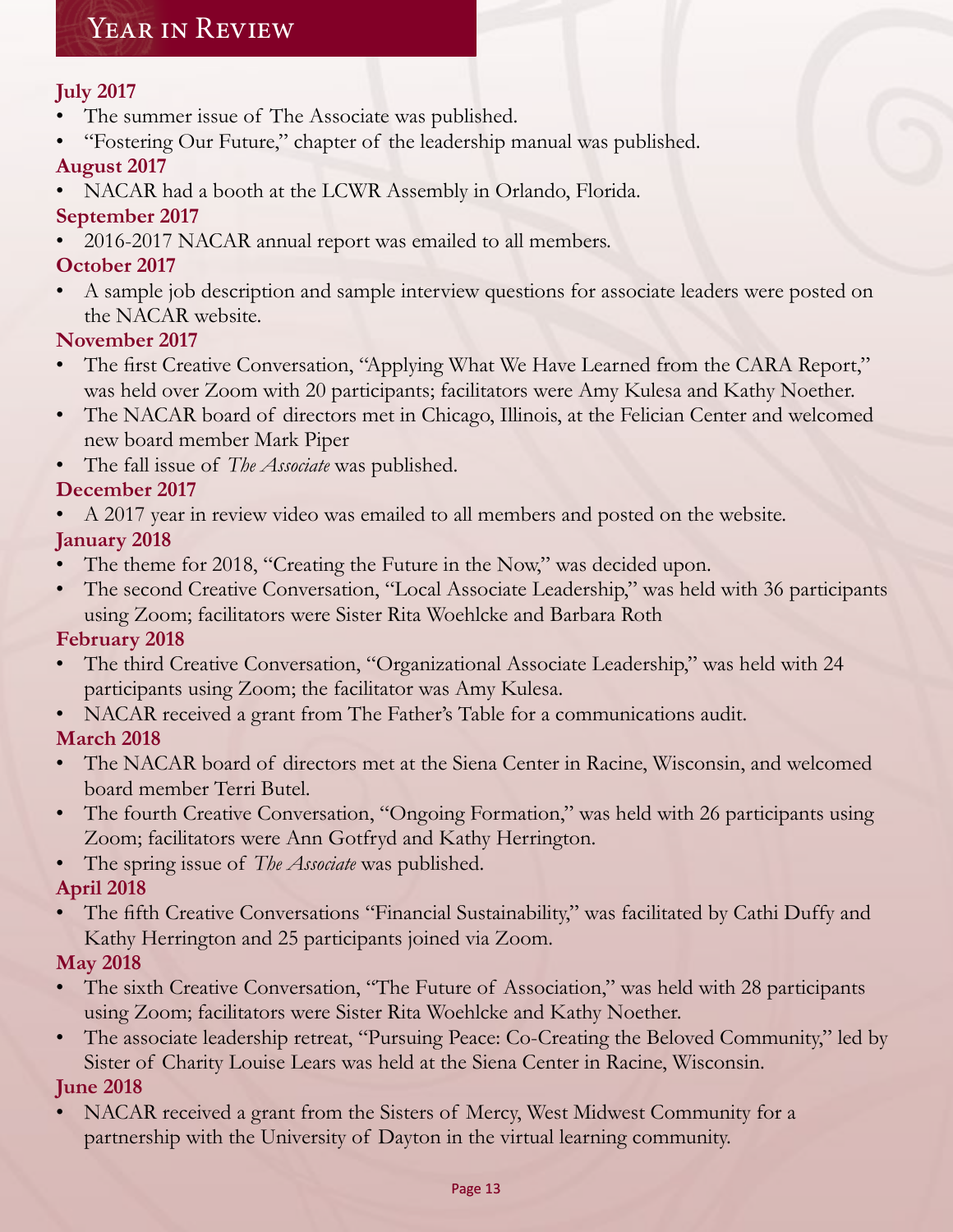# Year in Review

**July 2017**

- The summer issue of The Associate was published.
- "Fostering Our Future," chapter of the leadership manual was published.

**August 2017**

- NACAR had a booth at the LCWR Assembly in Orlando, Florida.

**September 2017**

- 2016-2017 NACAR annual report was emailed to all members.

**October 2017**

- A sample job description and sample interview questions for associate leaders were posted on the NACAR website.

**November 2017**

- The first Creative Conversation, "Applying What We Have Learned from the CARA Report," was held over Zoom with 20 participants; facilitators were Amy Kulesa and Kathy Noether.
- The NACAR board of directors met in Chicago, Illinois, at the Felician Center and welcomed new board member Mark Piper
- The fall issue of *The Associate* was published.

**December 2017**

- A 2017 year in review video was emailed to all members and posted on the website.

**January 2018**

- The theme for 2018, "Creating the Future in the Now," was decided upon.
- The second Creative Conversation, "Local Associate Leadership," was held with 36 participants using Zoom; facilitators were Sister Rita Woehlcke and Barbara Roth

**February 2018**

- The third Creative Conversation, "Organizational Associate Leadership," was held with 24 participants using Zoom; the facilitator was Amy Kulesa.
- NACAR received a grant from The Father's Table for a communications audit.

**March 2018**

- The NACAR board of directors met at the Siena Center in Racine, Wisconsin, and welcomed board member Terri Butel.
- The fourth Creative Conversation, "Ongoing Formation," was held with 26 participants using Zoom; facilitators were Ann Gotfryd and Kathy Herrington.
- The spring issue of *The Associate* was published.

**April 2018**

- The fifth Creative Conversations "Financial Sustainability," was facilitated by Cathi Duffy and Kathy Herrington and 25 participants joined via Zoom.

**May 2018**

- The sixth Creative Conversation, "The Future of Association," was held with 28 participants using Zoom; facilitators were Sister Rita Woehlcke and Kathy Noether.
- The associate leadership retreat, "Pursuing Peace: Co-Creating the Beloved Community," led by Sister of Charity Louise Lears was held at the Siena Center in Racine, Wisconsin.

**June 2018**

- NACAR received a grant from the Sisters of Mercy, West Midwest Community for a partnership with the University of Dayton in the virtual learning community.